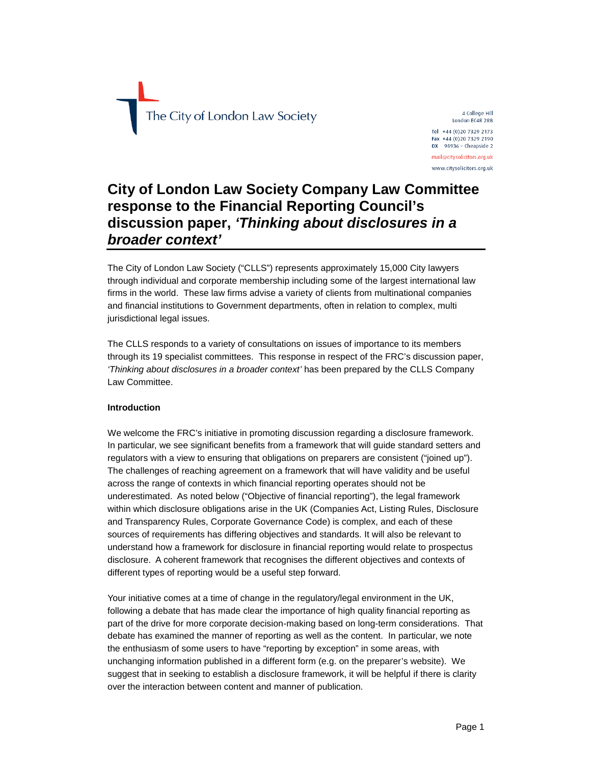The City of London Law Society

4 College Hill
London EC4R 2RB

Tel +44 (0)20 7329 2173
Fax +44 (0)20 7329 2190
DX 98936 – Cheapside 2

mail@citysolicitors.org.uk
www.citysolicitors.org.uk

# City of London Law Society Company Law Committee response to the Financial Reporting Council's discussion paper, *'Thinking about disclosures in a broader context'*

The City of London Law Society ("CLLS") represents approximately 15,000 City lawyers through individual and corporate membership including some of the largest international law firms in the world. These law firms advise a variety of clients from multinational companies and financial institutions to Government departments, often in relation to complex, multi jurisdictional legal issues.

The CLLS responds to a variety of consultations on issues of importance to its members through its 19 specialist committees. This response in respect of the FRC's discussion paper, *'Thinking about disclosures in a broader context'* has been prepared by the CLLS Company Law Committee.

**Introduction**

We welcome the FRC's initiative in promoting discussion regarding a disclosure framework. In particular, we see significant benefits from a framework that will guide standard setters and regulators with a view to ensuring that obligations on preparers are consistent ("joined up"). The challenges of reaching agreement on a framework that will have validity and be useful across the range of contexts in which financial reporting operates should not be underestimated. As noted below ("Objective of financial reporting"), the legal framework within which disclosure obligations arise in the UK (Companies Act, Listing Rules, Disclosure and Transparency Rules, Corporate Governance Code) is complex, and each of these sources of requirements has differing objectives and standards. It will also be relevant to understand how a framework for disclosure in financial reporting would relate to prospectus disclosure. A coherent framework that recognises the different objectives and contexts of different types of reporting would be a useful step forward.

Your initiative comes at a time of change in the regulatory/legal environment in the UK, following a debate that has made clear the importance of high quality financial reporting as part of the drive for more corporate decision-making based on long-term considerations. That debate has examined the manner of reporting as well as the content. In particular, we note the enthusiasm of some users to have "reporting by exception" in some areas, with unchanging information published in a different form (e.g. on the preparer's website). We suggest that in seeking to establish a disclosure framework, it will be helpful if there is clarity over the interaction between content and manner of publication.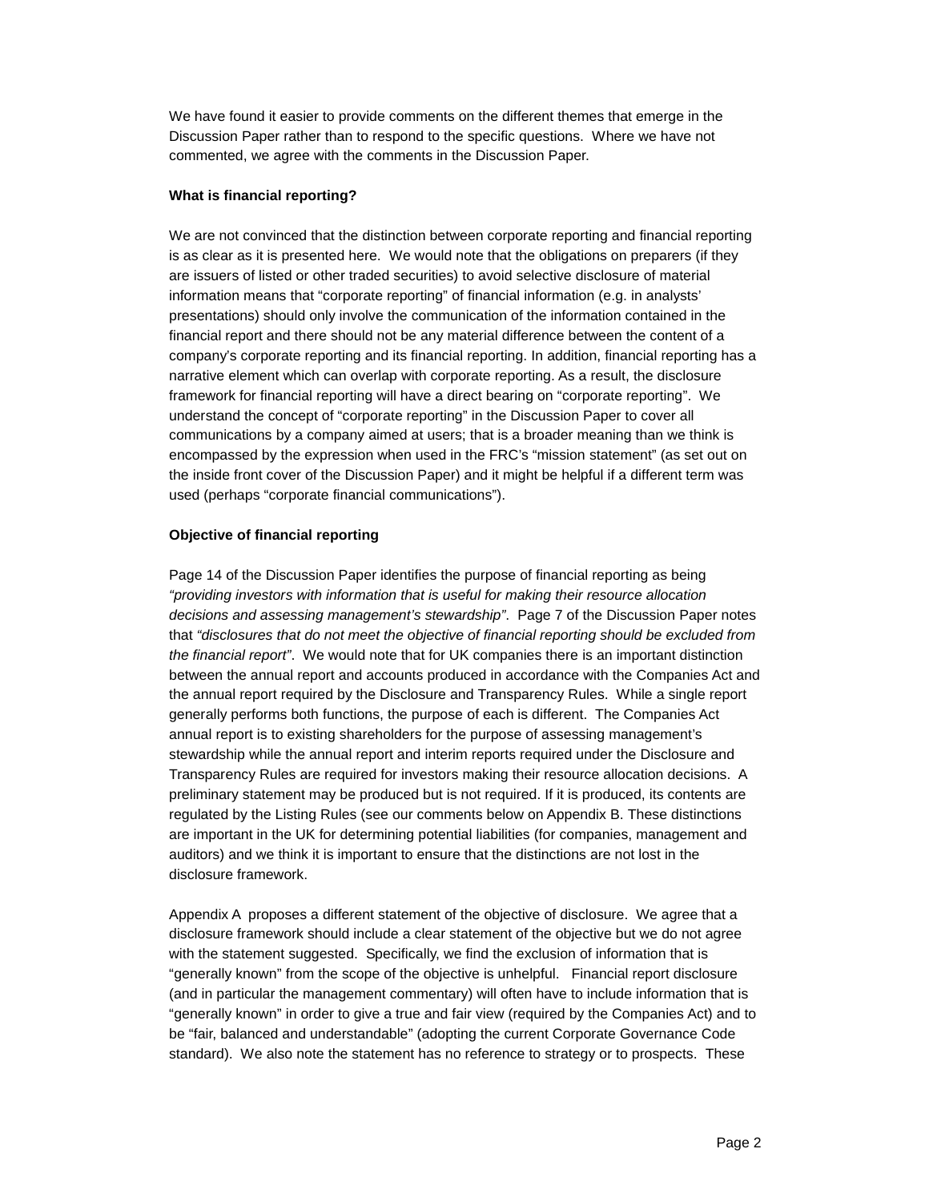We have found it easier to provide comments on the different themes that emerge in the Discussion Paper rather than to respond to the specific questions. Where we have not commented, we agree with the comments in the Discussion Paper.

**What is financial reporting?**

We are not convinced that the distinction between corporate reporting and financial reporting is as clear as it is presented here. We would note that the obligations on preparers (if they are issuers of listed or other traded securities) to avoid selective disclosure of material information means that "corporate reporting" of financial information (e.g. in analysts' presentations) should only involve the communication of the information contained in the financial report and there should not be any material difference between the content of a company's corporate reporting and its financial reporting. In addition, financial reporting has a narrative element which can overlap with corporate reporting. As a result, the disclosure framework for financial reporting will have a direct bearing on "corporate reporting". We understand the concept of "corporate reporting" in the Discussion Paper to cover all communications by a company aimed at users; that is a broader meaning than we think is encompassed by the expression when used in the FRC's "mission statement" (as set out on the inside front cover of the Discussion Paper) and it might be helpful if a different term was used (perhaps "corporate financial communications").

**Objective of financial reporting**

Page 14 of the Discussion Paper identifies the purpose of financial reporting as being *"providing investors with information that is useful for making their resource allocation decisions and assessing management's stewardship"*. Page 7 of the Discussion Paper notes that *"disclosures that do not meet the objective of financial reporting should be excluded from the financial report"*. We would note that for UK companies there is an important distinction between the annual report and accounts produced in accordance with the Companies Act and the annual report required by the Disclosure and Transparency Rules. While a single report generally performs both functions, the purpose of each is different. The Companies Act annual report is to existing shareholders for the purpose of assessing management's stewardship while the annual report and interim reports required under the Disclosure and Transparency Rules are required for investors making their resource allocation decisions. A preliminary statement may be produced but is not required. If it is produced, its contents are regulated by the Listing Rules (see our comments below on Appendix B. These distinctions are important in the UK for determining potential liabilities (for companies, management and auditors) and we think it is important to ensure that the distinctions are not lost in the disclosure framework.

Appendix A proposes a different statement of the objective of disclosure. We agree that a disclosure framework should include a clear statement of the objective but we do not agree with the statement suggested. Specifically, we find the exclusion of information that is "generally known" from the scope of the objective is unhelpful. Financial report disclosure (and in particular the management commentary) will often have to include information that is "generally known" in order to give a true and fair view (required by the Companies Act) and to be "fair, balanced and understandable" (adopting the current Corporate Governance Code standard). We also note the statement has no reference to strategy or to prospects. These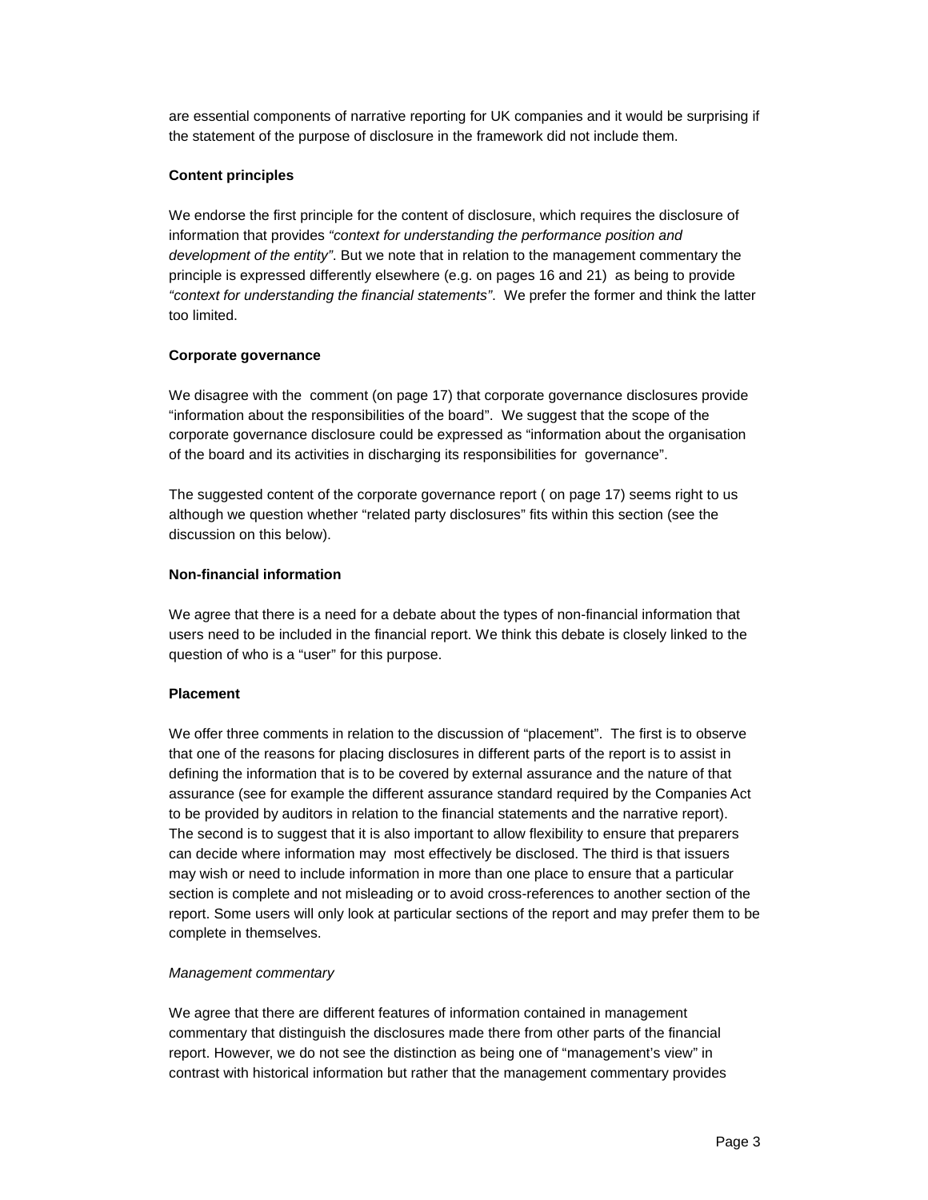are essential components of narrative reporting for UK companies and it would be surprising if the statement of the purpose of disclosure in the framework did not include them.

**Content principles**

We endorse the first principle for the content of disclosure, which requires the disclosure of information that provides *"context for understanding the performance position and development of the entity"*. But we note that in relation to the management commentary the principle is expressed differently elsewhere (e.g. on pages 16 and 21) as being to provide *"context for understanding the financial statements"*. We prefer the former and think the latter too limited.

**Corporate governance**

We disagree with the comment (on page 17) that corporate governance disclosures provide "information about the responsibilities of the board". We suggest that the scope of the corporate governance disclosure could be expressed as "information about the organisation of the board and its activities in discharging its responsibilities for governance".

The suggested content of the corporate governance report ( on page 17) seems right to us although we question whether "related party disclosures" fits within this section (see the discussion on this below).

**Non-financial information**

We agree that there is a need for a debate about the types of non-financial information that users need to be included in the financial report. We think this debate is closely linked to the question of who is a "user" for this purpose.

**Placement**

We offer three comments in relation to the discussion of "placement". The first is to observe that one of the reasons for placing disclosures in different parts of the report is to assist in defining the information that is to be covered by external assurance and the nature of that assurance (see for example the different assurance standard required by the Companies Act to be provided by auditors in relation to the financial statements and the narrative report). The second is to suggest that it is also important to allow flexibility to ensure that preparers can decide where information may most effectively be disclosed. The third is that issuers may wish or need to include information in more than one place to ensure that a particular section is complete and not misleading or to avoid cross-references to another section of the report. Some users will only look at particular sections of the report and may prefer them to be complete in themselves.

*Management commentary*

We agree that there are different features of information contained in management commentary that distinguish the disclosures made there from other parts of the financial report. However, we do not see the distinction as being one of "management's view" in contrast with historical information but rather that the management commentary provides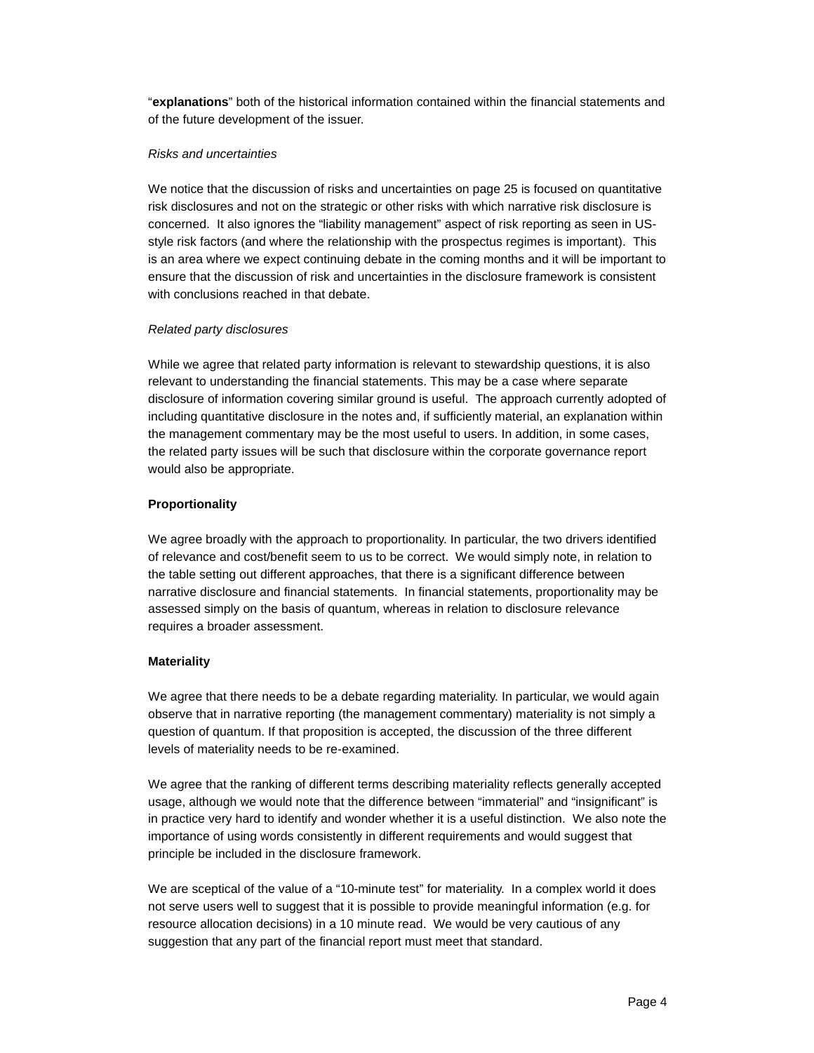"**explanations**" both of the historical information contained within the financial statements and of the future development of the issuer.

*Risks and uncertainties*

We notice that the discussion of risks and uncertainties on page 25 is focused on quantitative risk disclosures and not on the strategic or other risks with which narrative risk disclosure is concerned. It also ignores the "liability management" aspect of risk reporting as seen in US-style risk factors (and where the relationship with the prospectus regimes is important). This is an area where we expect continuing debate in the coming months and it will be important to ensure that the discussion of risk and uncertainties in the disclosure framework is consistent with conclusions reached in that debate.

*Related party disclosures*

While we agree that related party information is relevant to stewardship questions, it is also relevant to understanding the financial statements. This may be a case where separate disclosure of information covering similar ground is useful. The approach currently adopted of including quantitative disclosure in the notes and, if sufficiently material, an explanation within the management commentary may be the most useful to users. In addition, in some cases, the related party issues will be such that disclosure within the corporate governance report would also be appropriate.

**Proportionality**

We agree broadly with the approach to proportionality. In particular, the two drivers identified of relevance and cost/benefit seem to us to be correct. We would simply note, in relation to the table setting out different approaches, that there is a significant difference between narrative disclosure and financial statements. In financial statements, proportionality may be assessed simply on the basis of quantum, whereas in relation to disclosure relevance requires a broader assessment.

**Materiality**

We agree that there needs to be a debate regarding materiality. In particular, we would again observe that in narrative reporting (the management commentary) materiality is not simply a question of quantum. If that proposition is accepted, the discussion of the three different levels of materiality needs to be re-examined.

We agree that the ranking of different terms describing materiality reflects generally accepted usage, although we would note that the difference between "immaterial" and "insignificant" is in practice very hard to identify and wonder whether it is a useful distinction. We also note the importance of using words consistently in different requirements and would suggest that principle be included in the disclosure framework.

We are sceptical of the value of a "10-minute test" for materiality. In a complex world it does not serve users well to suggest that it is possible to provide meaningful information (e.g. for resource allocation decisions) in a 10 minute read. We would be very cautious of any suggestion that any part of the financial report must meet that standard.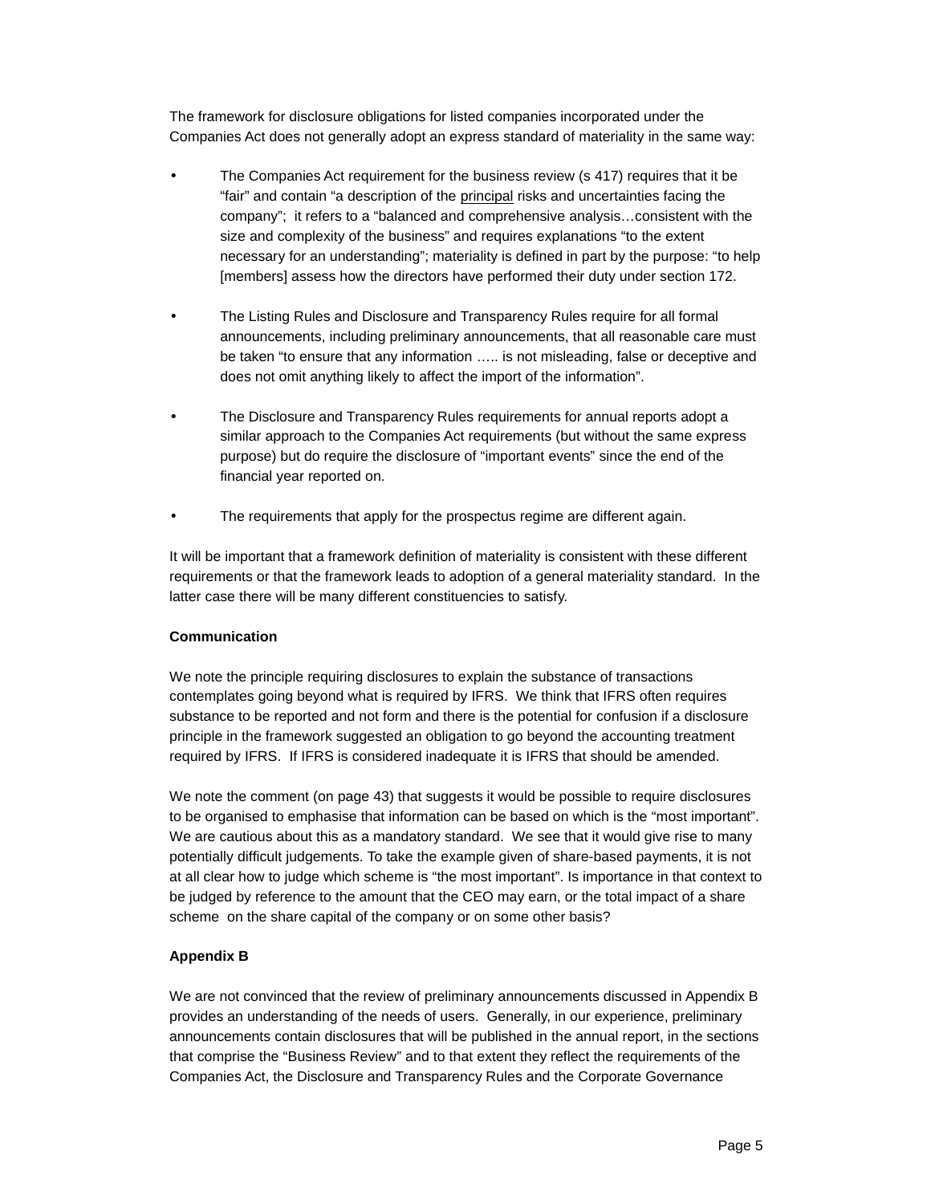The framework for disclosure obligations for listed companies incorporated under the Companies Act does not generally adopt an express standard of materiality in the same way:

- The Companies Act requirement for the business review (s 417) requires that it be "fair" and contain "a description of the principal risks and uncertainties facing the company"; it refers to a "balanced and comprehensive analysis…consistent with the size and complexity of the business" and requires explanations "to the extent necessary for an understanding"; materiality is defined in part by the purpose: "to help [members] assess how the directors have performed their duty under section 172.

- The Listing Rules and Disclosure and Transparency Rules require for all formal announcements, including preliminary announcements, that all reasonable care must be taken "to ensure that any information ….. is not misleading, false or deceptive and does not omit anything likely to affect the import of the information".

- The Disclosure and Transparency Rules requirements for annual reports adopt a similar approach to the Companies Act requirements (but without the same express purpose) but do require the disclosure of "important events" since the end of the financial year reported on.

- The requirements that apply for the prospectus regime are different again.

It will be important that a framework definition of materiality is consistent with these different requirements or that the framework leads to adoption of a general materiality standard. In the latter case there will be many different constituencies to satisfy.

**Communication**

We note the principle requiring disclosures to explain the substance of transactions contemplates going beyond what is required by IFRS. We think that IFRS often requires substance to be reported and not form and there is the potential for confusion if a disclosure principle in the framework suggested an obligation to go beyond the accounting treatment required by IFRS. If IFRS is considered inadequate it is IFRS that should be amended.

We note the comment (on page 43) that suggests it would be possible to require disclosures to be organised to emphasise that information can be based on which is the "most important". We are cautious about this as a mandatory standard. We see that it would give rise to many potentially difficult judgements. To take the example given of share-based payments, it is not at all clear how to judge which scheme is "the most important". Is importance in that context to be judged by reference to the amount that the CEO may earn, or the total impact of a share scheme on the share capital of the company or on some other basis?

**Appendix B**

We are not convinced that the review of preliminary announcements discussed in Appendix B provides an understanding of the needs of users. Generally, in our experience, preliminary announcements contain disclosures that will be published in the annual report, in the sections that comprise the "Business Review" and to that extent they reflect the requirements of the Companies Act, the Disclosure and Transparency Rules and the Corporate Governance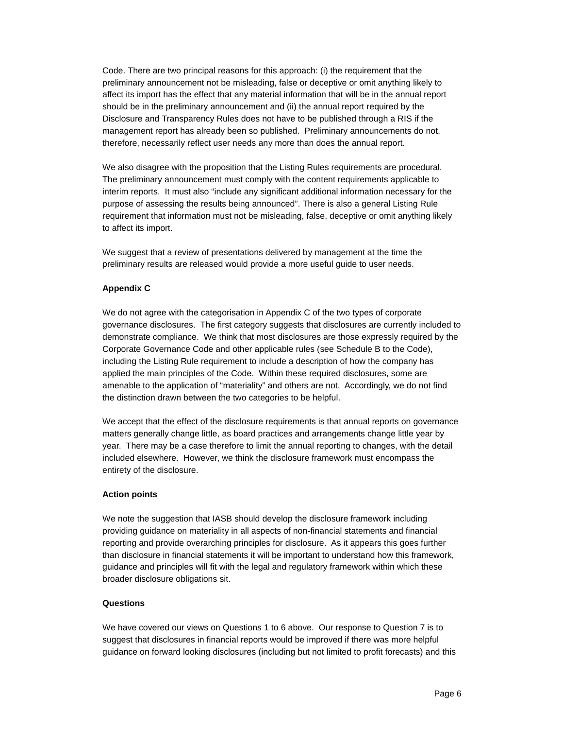Code. There are two principal reasons for this approach: (i) the requirement that the preliminary announcement not be misleading, false or deceptive or omit anything likely to affect its import has the effect that any material information that will be in the annual report should be in the preliminary announcement and (ii) the annual report required by the Disclosure and Transparency Rules does not have to be published through a RIS if the management report has already been so published. Preliminary announcements do not, therefore, necessarily reflect user needs any more than does the annual report.

We also disagree with the proposition that the Listing Rules requirements are procedural. The preliminary announcement must comply with the content requirements applicable to interim reports. It must also "include any significant additional information necessary for the purpose of assessing the results being announced". There is also a general Listing Rule requirement that information must not be misleading, false, deceptive or omit anything likely to affect its import.

We suggest that a review of presentations delivered by management at the time the preliminary results are released would provide a more useful guide to user needs.

**Appendix C**

We do not agree with the categorisation in Appendix C of the two types of corporate governance disclosures. The first category suggests that disclosures are currently included to demonstrate compliance. We think that most disclosures are those expressly required by the Corporate Governance Code and other applicable rules (see Schedule B to the Code), including the Listing Rule requirement to include a description of how the company has applied the main principles of the Code. Within these required disclosures, some are amenable to the application of "materiality" and others are not. Accordingly, we do not find the distinction drawn between the two categories to be helpful.

We accept that the effect of the disclosure requirements is that annual reports on governance matters generally change little, as board practices and arrangements change little year by year. There may be a case therefore to limit the annual reporting to changes, with the detail included elsewhere. However, we think the disclosure framework must encompass the entirety of the disclosure.

**Action points**

We note the suggestion that IASB should develop the disclosure framework including providing guidance on materiality in all aspects of non-financial statements and financial reporting and provide overarching principles for disclosure. As it appears this goes further than disclosure in financial statements it will be important to understand how this framework, guidance and principles will fit with the legal and regulatory framework within which these broader disclosure obligations sit.

**Questions**

We have covered our views on Questions 1 to 6 above. Our response to Question 7 is to suggest that disclosures in financial reports would be improved if there was more helpful guidance on forward looking disclosures (including but not limited to profit forecasts) and this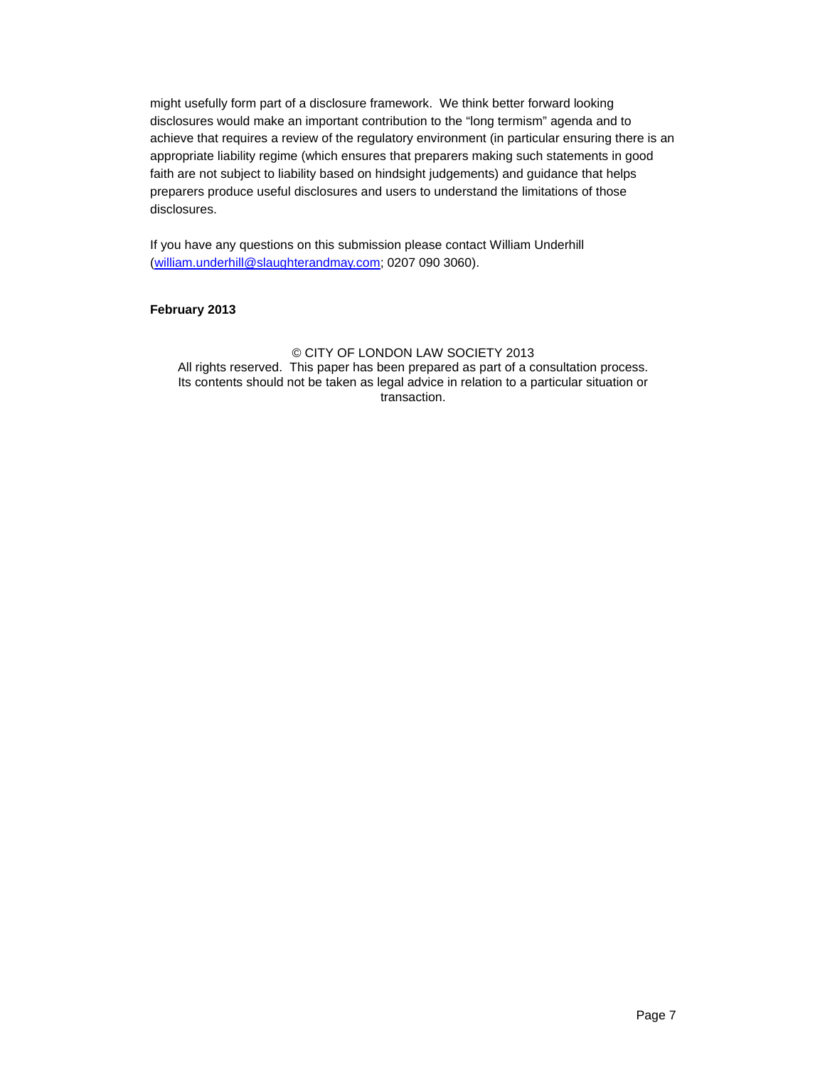might usefully form part of a disclosure framework. We think better forward looking disclosures would make an important contribution to the "long termism" agenda and to achieve that requires a review of the regulatory environment (in particular ensuring there is an appropriate liability regime (which ensures that preparers making such statements in good faith are not subject to liability based on hindsight judgements) and guidance that helps preparers produce useful disclosures and users to understand the limitations of those disclosures.

If you have any questions on this submission please contact William Underhill (william.underhill@slaughterandmay.com; 0207 090 3060).

**February 2013**

© CITY OF LONDON LAW SOCIETY 2013
All rights reserved. This paper has been prepared as part of a consultation process. Its contents should not be taken as legal advice in relation to a particular situation or transaction.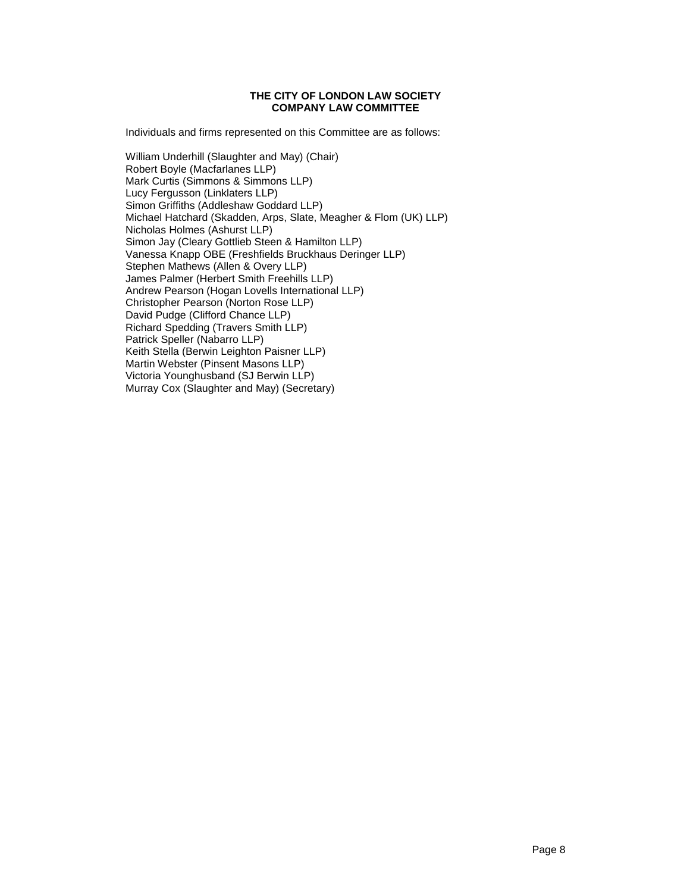**THE CITY OF LONDON LAW SOCIETY**
**COMPANY LAW COMMITTEE**

Individuals and firms represented on this Committee are as follows:

William Underhill (Slaughter and May) (Chair)
Robert Boyle (Macfarlanes LLP)
Mark Curtis (Simmons & Simmons LLP)
Lucy Fergusson (Linklaters LLP)
Simon Griffiths (Addleshaw Goddard LLP)
Michael Hatchard (Skadden, Arps, Slate, Meagher & Flom (UK) LLP)
Nicholas Holmes (Ashurst LLP)
Simon Jay (Cleary Gottlieb Steen & Hamilton LLP)
Vanessa Knapp OBE (Freshfields Bruckhaus Deringer LLP)
Stephen Mathews (Allen & Overy LLP)
James Palmer (Herbert Smith Freehills LLP)
Andrew Pearson (Hogan Lovells International LLP)
Christopher Pearson (Norton Rose LLP)
David Pudge (Clifford Chance LLP)
Richard Spedding (Travers Smith LLP)
Patrick Speller (Nabarro LLP)
Keith Stella (Berwin Leighton Paisner LLP)
Martin Webster (Pinsent Masons LLP)
Victoria Younghusband (SJ Berwin LLP)
Murray Cox (Slaughter and May) (Secretary)